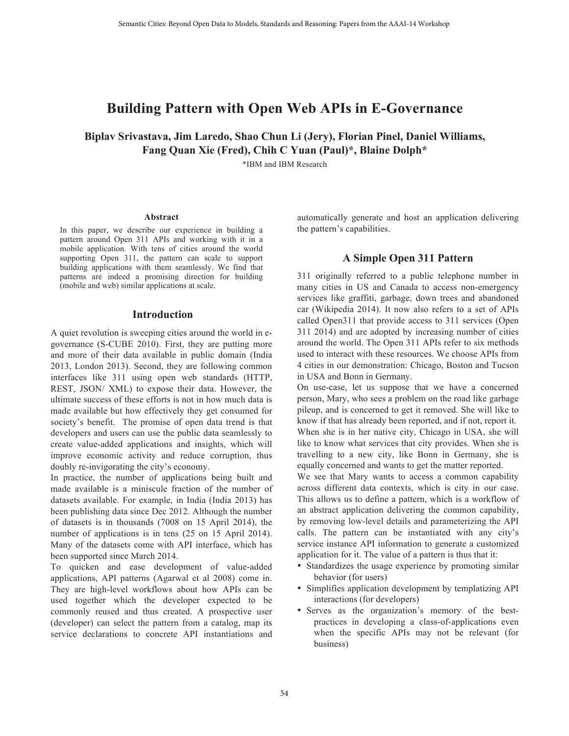# Building Pattern with Open Web APIs in E-Governance

**Biplav Srivastava, Jim Laredo, Shao Chun Li (Jery), Florian Pinel, Daniel Williams, Fang Quan Xie (Fred), Chih C Yuan (Paul)\*, Blaine Dolph\***

\*IBM and IBM Research

### Abstract

In this paper, we describe our experience in building a pattern around Open 311 APIs and working with it in a mobile application. With tens of cities around the world supporting Open 311, the pattern can scale to support building applications with them seamlessly. We find that patterns are indeed a promising direction for building (mobile and web) similar applications at scale.

## Introduction

A quiet revolution is sweeping cities around the world in e-governance (S-CUBE 2010). First, they are putting more and more of their data available in public domain (India 2013, London 2013). Second, they are following common interfaces like 311 using open web standards (HTTP, REST, JSON/ XML) to expose their data. However, the ultimate success of these efforts is not in how much data is made available but how effectively they get consumed for society's benefit. The promise of open data trend is that developers and users can use the public data seamlessly to create value-added applications and insights, which will improve economic activity and reduce corruption, thus doubly re-invigorating the city's economy.

In practice, the number of applications being built and made available is a miniscule fraction of the number of datasets available. For example, in India (India 2013) has been publishing data since Dec 2012. Although the number of datasets is in thousands (7008 on 15 April 2014), the number of applications is in tens (25 on 15 April 2014). Many of the datasets come with API interface, which has been supported since March 2014.

To quicken and ease development of value-added applications, API patterns (Agarwal et al 2008) come in. They are high-level workflows about how APIs can be used together which the developer expected to be commonly reused and thus created. A prospective user (developer) can select the pattern from a catalog, map its service declarations to concrete API instantiations and automatically generate and host an application delivering the pattern's capabilities.

## A Simple Open 311 Pattern

311 originally referred to a public telephone number in many cities in US and Canada to access non-emergency services like graffiti, garbage, down trees and abandoned car (Wikipedia 2014). It now also refers to a set of APIs called Open311 that provide access to 311 services (Open 311 2014) and are adopted by increasing number of cities around the world. The Open 311 APIs refer to six methods used to interact with these resources. We choose APIs from 4 cities in our demonstration: Chicago, Boston and Tucson in USA and Bonn in Germany.

On use-case, let us suppose that we have a concerned person, Mary, who sees a problem on the road like garbage pileup, and is concerned to get it removed. She will like to know if that has already been reported, and if not, report it. When she is in her native city, Chicago in USA, she will like to know what services that city provides. When she is travelling to a new city, like Bonn in Germany, she is equally concerned and wants to get the matter reported.

We see that Mary wants to access a common capability across different data contexts, which is city in our case. This allows us to define a pattern, which is a workflow of an abstract application delivering the common capability, by removing low-level details and parameterizing the API calls. The pattern can be instantiated with any city's service instance API information to generate a customized application for it. The value of a pattern is thus that it:

- Standardizes the usage experience by promoting similar behavior (for users)
- Simplifies application development by templatizing API interactions (for developers)
- Serves as the organization's memory of the best-practices in developing a class-of-applications even when the specific APIs may not be relevant (for business)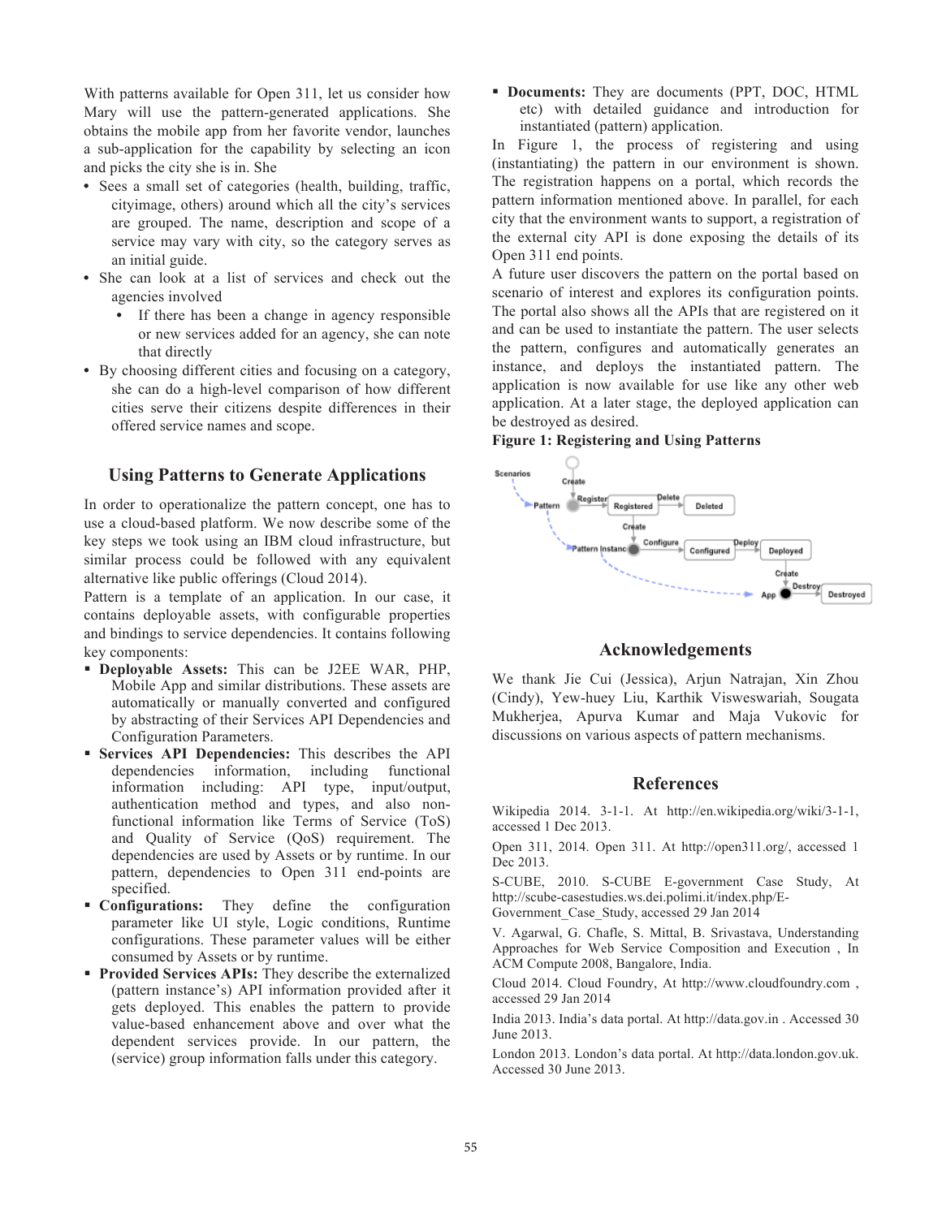With patterns available for Open 311, let us consider how Mary will use the pattern-generated applications. She obtains the mobile app from her favorite vendor, launches a sub-application for the capability by selecting an icon and picks the city she is in. She

- Sees a small set of categories (health, building, traffic, cityimage, others) around which all the city's services are grouped. The name, description and scope of a service may vary with city, so the category serves as an initial guide.
- She can look at a list of services and check out the agencies involved
  - If there has been a change in agency responsible or new services added for an agency, she can note that directly
- By choosing different cities and focusing on a category, she can do a high-level comparison of how different cities serve their citizens despite differences in their offered service names and scope.

## Using Patterns to Generate Applications

In order to operationalize the pattern concept, one has to use a cloud-based platform. We now describe some of the key steps we took using an IBM cloud infrastructure, but similar process could be followed with any equivalent alternative like public offerings (Cloud 2014).

Pattern is a template of an application. In our case, it contains deployable assets, with configurable properties and bindings to service dependencies. It contains following key components:

- **Deployable Assets:** This can be J2EE WAR, PHP, Mobile App and similar distributions. These assets are automatically or manually converted and configured by abstracting of their Services API Dependencies and Configuration Parameters.
- **Services API Dependencies:** This describes the API dependencies information, including functional information including: API type, input/output, authentication method and types, and also non-functional information like Terms of Service (ToS) and Quality of Service (QoS) requirement. The dependencies are used by Assets or by runtime. In our pattern, dependencies to Open 311 end-points are specified.
- **Configurations:** They define the configuration parameter like UI style, Logic conditions, Runtime configurations. These parameter values will be either consumed by Assets or by runtime.
- **Provided Services APIs:** They describe the externalized (pattern instance's) API information provided after it gets deployed. This enables the pattern to provide value-based enhancement above and over what the dependent services provide. In our pattern, the (service) group information falls under this category.
- **Documents:** They are documents (PPT, DOC, HTML etc) with detailed guidance and introduction for instantiated (pattern) application.

In Figure 1, the process of registering and using (instantiating) the pattern in our environment is shown. The registration happens on a portal, which records the pattern information mentioned above. In parallel, for each city that the environment wants to support, a registration of the external city API is done exposing the details of its Open 311 end points.

A future user discovers the pattern on the portal based on scenario of interest and explores its configuration points. The portal also shows all the APIs that are registered on it and can be used to instantiate the pattern. The user selects the pattern, configures and automatically generates an instance, and deploys the instantiated pattern. The application is now available for use like any other web application. At a later stage, the deployed application can be destroyed as desired.

**Figure 1: Registering and Using Patterns**

Scenarios
Create
Pattern
Register
Registered
Delete
Deleted
Create
Pattern Instance
Configure
Configured
Deploy
Deployed
Create
App
Destroy
Destroyed

## Acknowledgements

We thank Jie Cui (Jessica), Arjun Natrajan, Xin Zhou (Cindy), Yew-huey Liu, Karthik Visweswariah, Sougata Mukherjea, Apurva Kumar and Maja Vukovic for discussions on various aspects of pattern mechanisms.

## References

Wikipedia 2014. 3-1-1. At http://en.wikipedia.org/wiki/3-1-1, accessed 1 Dec 2013.

Open 311, 2014. Open 311. At http://open311.org/, accessed 1 Dec 2013.

S-CUBE, 2010. S-CUBE E-government Case Study, At http://scube-casestudies.ws.dei.polimi.it/index.php/E-Government_Case_Study, accessed 29 Jan 2014

V. Agarwal, G. Chafle, S. Mittal, B. Srivastava, Understanding Approaches for Web Service Composition and Execution , In ACM Compute 2008, Bangalore, India.

Cloud 2014. Cloud Foundry, At http://www.cloudfoundry.com , accessed 29 Jan 2014

India 2013. India's data portal. At http://data.gov.in . Accessed 30 June 2013.

London 2013. London's data portal. At http://data.london.gov.uk. Accessed 30 June 2013.